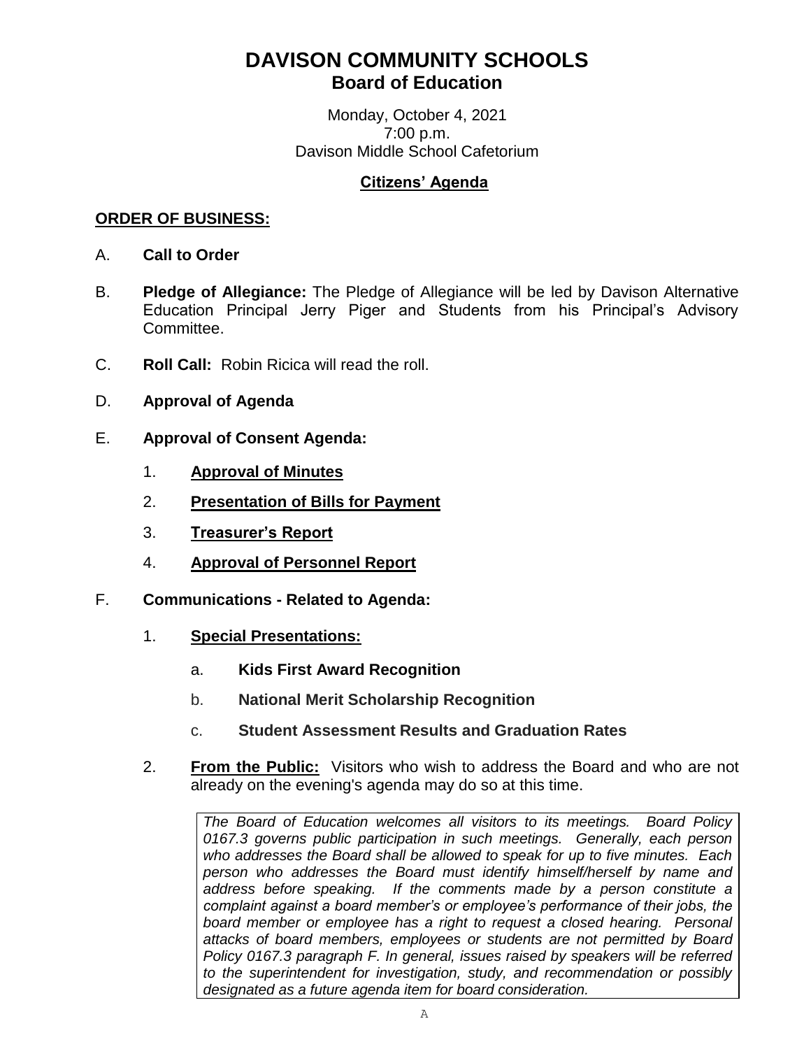# DAVISON COMMUNITY SCHOOLS

## Board of Education

Monday, October 4, 2021
7:00 p.m.
Davison Middle School Cafetorium

**Citizens' Agenda**

**ORDER OF BUSINESS:**

A. **Call to Order**

B. **Pledge of Allegiance:** The Pledge of Allegiance will be led by Davison Alternative Education Principal Jerry Piger and Students from his Principal's Advisory Committee.

C. **Roll Call:** Robin Ricica will read the roll.

D. **Approval of Agenda**

E. **Approval of Consent Agenda:**

1. **Approval of Minutes**
2. **Presentation of Bills for Payment**
3. **Treasurer's Report**
4. **Approval of Personnel Report**

F. **Communications - Related to Agenda:**

1. **Special Presentations:**

   a. **Kids First Award Recognition**

   b. **National Merit Scholarship Recognition**

   c. **Student Assessment Results and Graduation Rates**

2. **From the Public:** Visitors who wish to address the Board and who are not already on the evening's agenda may do so at this time.

   *The Board of Education welcomes all visitors to its meetings. Board Policy 0167.3 governs public participation in such meetings. Generally, each person who addresses the Board shall be allowed to speak for up to five minutes. Each person who addresses the Board must identify himself/herself by name and address before speaking. If the comments made by a person constitute a complaint against a board member's or employee's performance of their jobs, the board member or employee has a right to request a closed hearing. Personal attacks of board members, employees or students are not permitted by Board Policy 0167.3 paragraph F. In general, issues raised by speakers will be referred to the superintendent for investigation, study, and recommendation or possibly designated as a future agenda item for board consideration.*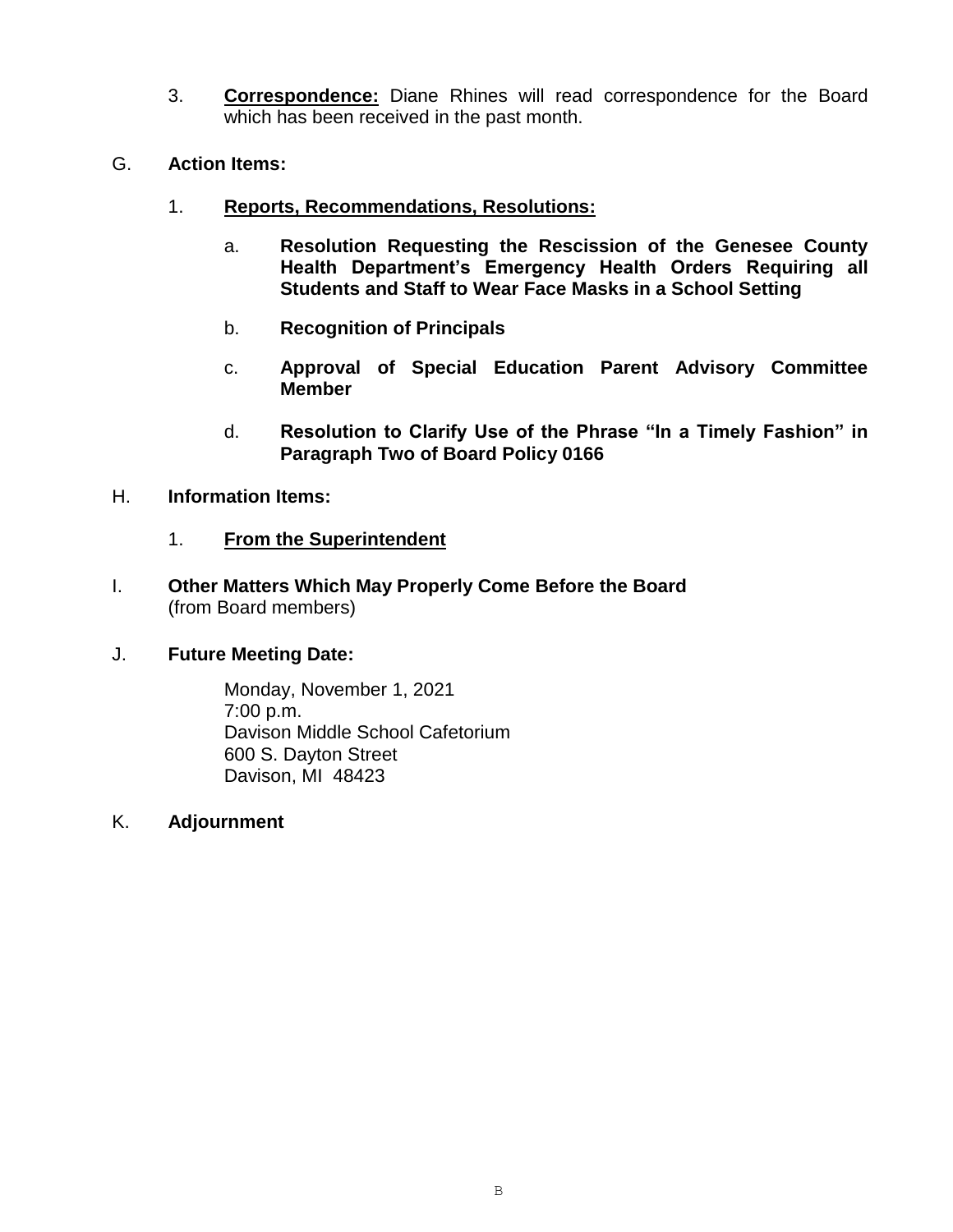3. **Correspondence:** Diane Rhines will read correspondence for the Board which has been received in the past month.

G. **Action Items:**

1. **Reports, Recommendations, Resolutions:**

   a. **Resolution Requesting the Rescission of the Genesee County Health Department's Emergency Health Orders Requiring all Students and Staff to Wear Face Masks in a School Setting**

   b. **Recognition of Principals**

   c. **Approval of Special Education Parent Advisory Committee Member**

   d. **Resolution to Clarify Use of the Phrase "In a Timely Fashion" in Paragraph Two of Board Policy 0166**

H. **Information Items:**

1. **From the Superintendent**

I. **Other Matters Which May Properly Come Before the Board**
(from Board members)

J. **Future Meeting Date:**

Monday, November 1, 2021
7:00 p.m.
Davison Middle School Cafetorium
600 S. Dayton Street
Davison, MI 48423

K. **Adjournment**